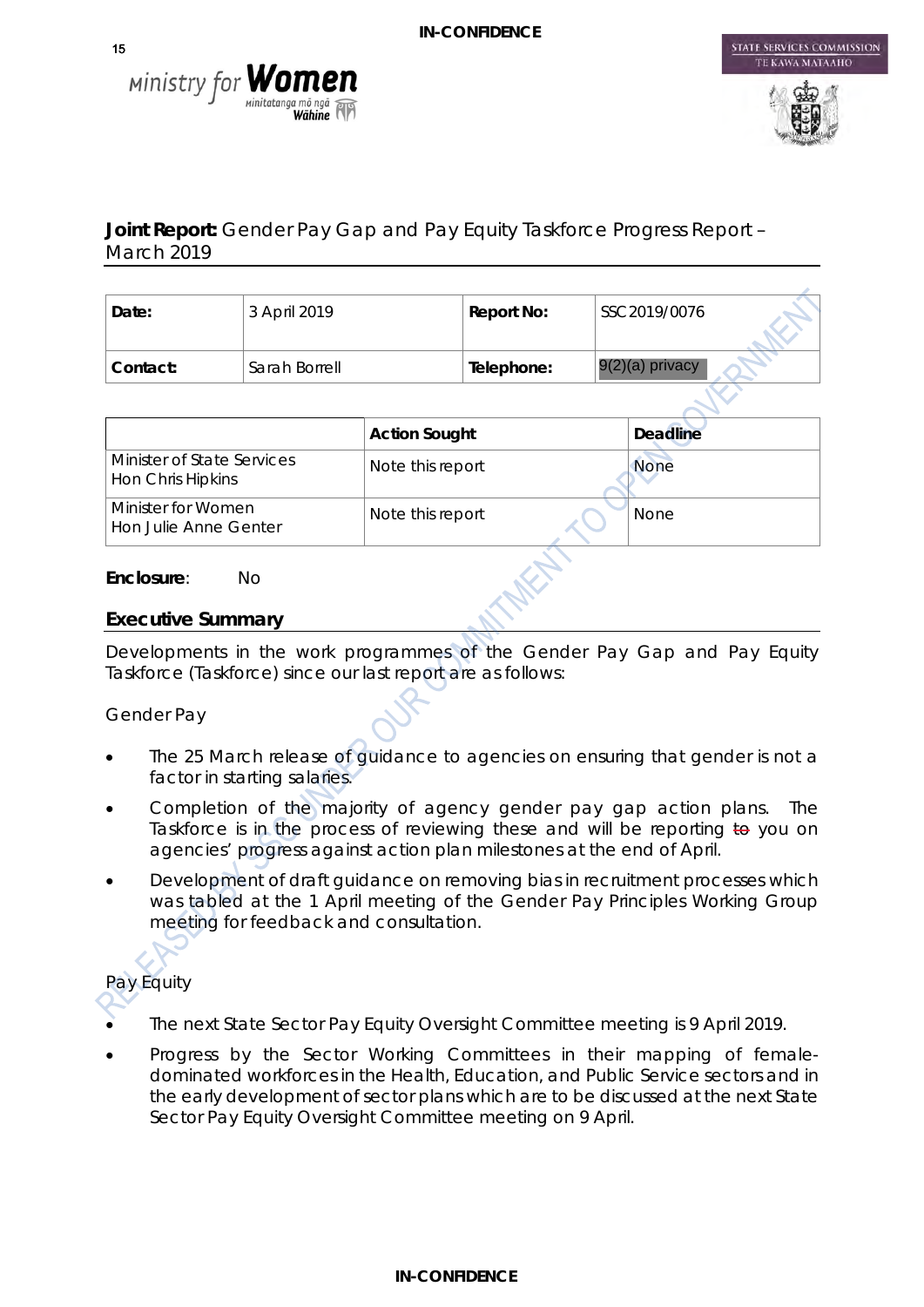IN-CONFIDENCE

Ministry for Women

STATE SERVICES COMMISSION TE KAWA MATAAHO

**Joint Report:** Gender Pay Gap and Pay Equity Taskforce Progress Report – March 2019

| **Date:** | 3 April 2019 | **Report No:** | SSC2019/0076 |
|---|---|---|---|
| **Contact:** | Sarah Borrell | **Telephone:** | 9(2)(a) privacy |

| | **Action Sought** | **Deadline** |
|---|---|---|
| Minister of State Services Hon Chris Hipkins | Note this report | None |
| Minister for Women Hon Julie Anne Genter | Note this report | None |

**Enclosure**: No

## Executive Summary

Developments in the work programmes of the Gender Pay Gap and Pay Equity Taskforce (Taskforce) since our last report are as follows:

Gender Pay

- The 25 March release of guidance to agencies on ensuring that gender is not a factor in starting salaries.
- Completion of the majority of agency gender pay gap action plans. The Taskforce is in the process of reviewing these and will be reporting ~~to~~ you on agencies' progress against action plan milestones at the end of April.
- Development of draft guidance on removing bias in recruitment processes which was tabled at the 1 April meeting of the Gender Pay Principles Working Group meeting for feedback and consultation.

Pay Equity

- The next State Sector Pay Equity Oversight Committee meeting is 9 April 2019.
- Progress by the Sector Working Committees in their mapping of female-dominated workforces in the Health, Education, and Public Service sectors and in the early development of sector plans which are to be discussed at the next State Sector Pay Equity Oversight Committee meeting on 9 April.

IN-CONFIDENCE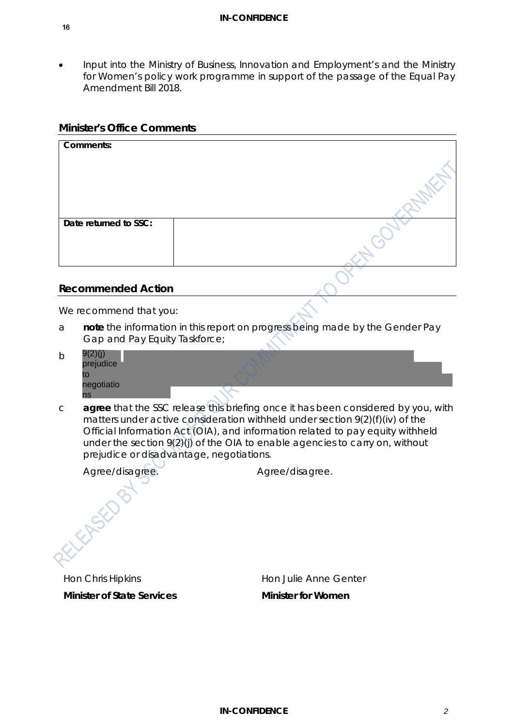- Input into the Ministry of Business, Innovation and Employment's and the Ministry for Women's policy work programme in support of the passage of the Equal Pay Amendment Bill 2018.

## Minister's Office Comments

| Comments: | |
|---|---|
| Date returned to SSC: | |

## Recommended Action

We recommend that you:

a **note** the information in this report on progress being made by the Gender Pay Gap and Pay Equity Taskforce;

b 9(2)(j) prejudice to negotiations

c **agree** that the SSC release this briefing once it has been considered by you, with matters under active consideration withheld under section 9(2)(f)(iv) of the Official Information Act (OIA), and information related to pay equity withheld under the section 9(2)(j) of the OIA to enable agencies to carry on, without prejudice or disadvantage, negotiations.

Agree/disagree. Agree/disagree.

Hon Chris Hipkins
**Minister of State Services**

Hon Julie Anne Genter
**Minister for Women**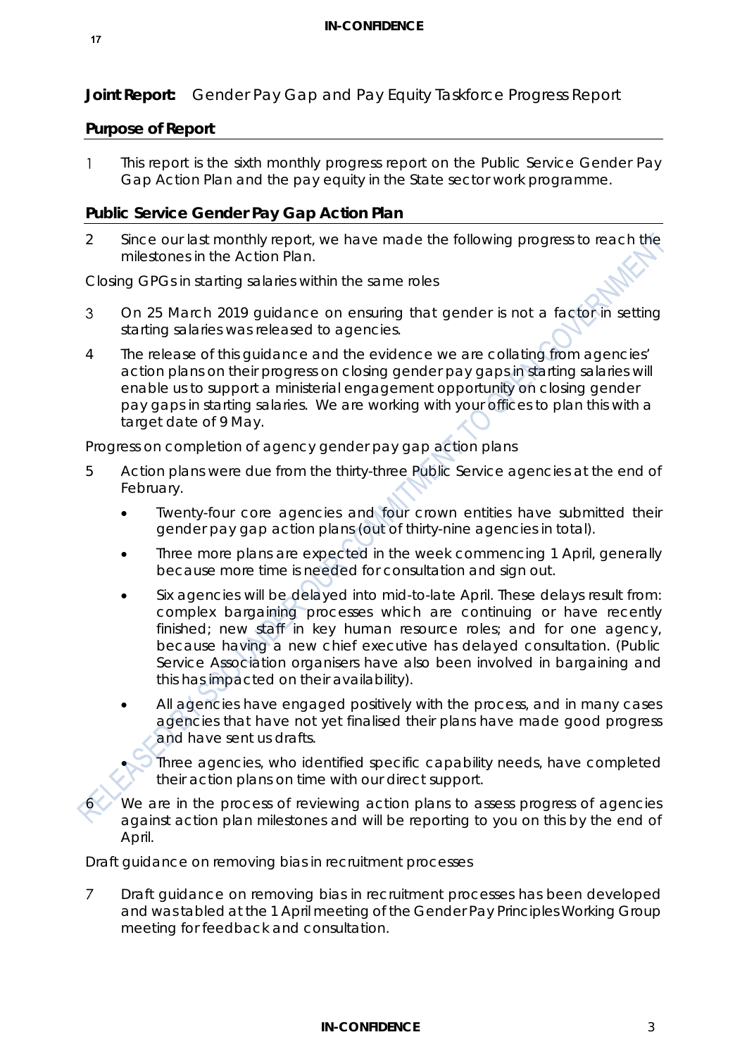**Joint Report:** Gender Pay Gap and Pay Equity Taskforce Progress Report

## Purpose of Report

1 This report is the sixth monthly progress report on the Public Service Gender Pay Gap Action Plan and the pay equity in the State sector work programme.

## Public Service Gender Pay Gap Action Plan

2 Since our last monthly report, we have made the following progress to reach the milestones in the Action Plan.

Closing GPGs in starting salaries within the same roles

3 On 25 March 2019 guidance on ensuring that gender is not a factor in setting starting salaries was released to agencies.

4 The release of this guidance and the evidence we are collating from agencies' action plans on their progress on closing gender pay gaps in starting salaries will enable us to support a ministerial engagement opportunity on closing gender pay gaps in starting salaries. We are working with your offices to plan this with a target date of 9 May.

Progress on completion of agency gender pay gap action plans

5 Action plans were due from the thirty-three Public Service agencies at the end of February.

- Twenty-four core agencies and four crown entities have submitted their gender pay gap action plans (out of thirty-nine agencies in total).
- Three more plans are expected in the week commencing 1 April, generally because more time is needed for consultation and sign out.
- Six agencies will be delayed into mid-to-late April. These delays result from: complex bargaining processes which are continuing or have recently finished; new staff in key human resource roles; and for one agency, because having a new chief executive has delayed consultation. (Public Service Association organisers have also been involved in bargaining and this has impacted on their availability).
- All agencies have engaged positively with the process, and in many cases agencies that have not yet finalised their plans have made good progress and have sent us drafts.
- Three agencies, who identified specific capability needs, have completed their action plans on time with our direct support.

6 We are in the process of reviewing action plans to assess progress of agencies against action plan milestones and will be reporting to you on this by the end of April.

Draft guidance on removing bias in recruitment processes

7 Draft guidance on removing bias in recruitment processes has been developed and was tabled at the 1 April meeting of the Gender Pay Principles Working Group meeting for feedback and consultation.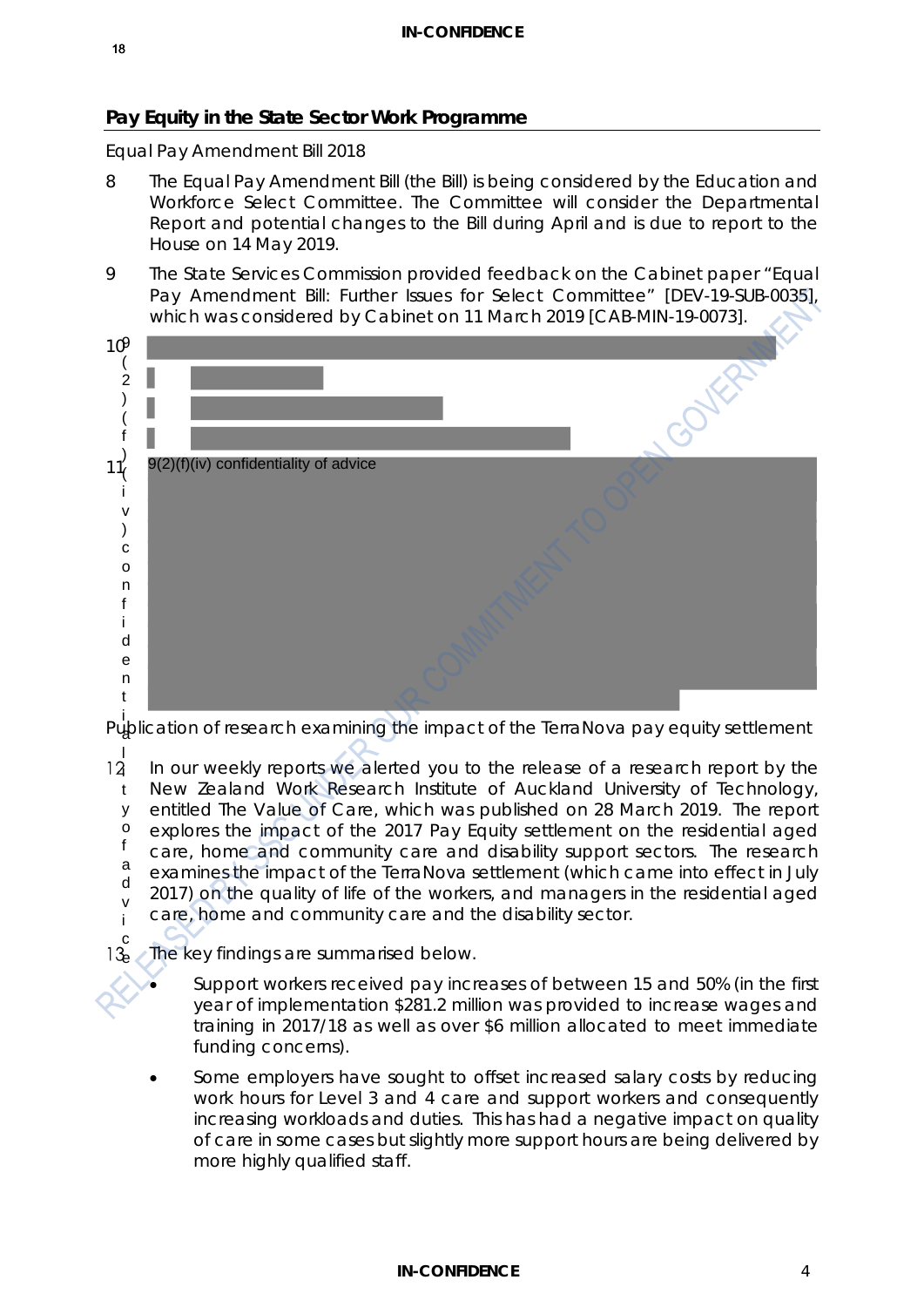## Pay Equity in the State Sector Work Programme

Equal Pay Amendment Bill 2018

8 The Equal Pay Amendment Bill (the Bill) is being considered by the Education and Workforce Select Committee. The Committee will consider the Departmental Report and potential changes to the Bill during April and is due to report to the House on 14 May 2019.

9 The State Services Commission provided feedback on the Cabinet paper "Equal Pay Amendment Bill: Further Issues for Select Committee" [DEV-19-SUB-0035], which was considered by Cabinet on 11 March 2019 [CAB-MIN-19-0073].

10 9(2)(f)(iv) confidentiality of advice

11 9(2)(f)(iv) confidentiality of advice

Publication of research examining the impact of the TerraNova pay equity settlement

12 In our weekly reports we alerted you to the release of a research report by the New Zealand Work Research Institute of Auckland University of Technology, entitled The Value of Care, which was published on 28 March 2019. The report explores the impact of the 2017 Pay Equity settlement on the residential aged care, home and community care and disability support sectors. The research examines the impact of the TerraNova settlement (which came into effect in July 2017) on the quality of life of the workers, and managers in the residential aged care, home and community care and the disability sector.

13 The key findings are summarised below.

- Support workers received pay increases of between 15 and 50% (in the first year of implementation $281.2 million was provided to increase wages and training in 2017/18 as well as over $6 million allocated to meet immediate funding concerns).
- Some employers have sought to offset increased salary costs by reducing work hours for Level 3 and 4 care and support workers and consequently increasing workloads and duties. This has had a negative impact on quality of care in some cases but slightly more support hours are being delivered by more highly qualified staff.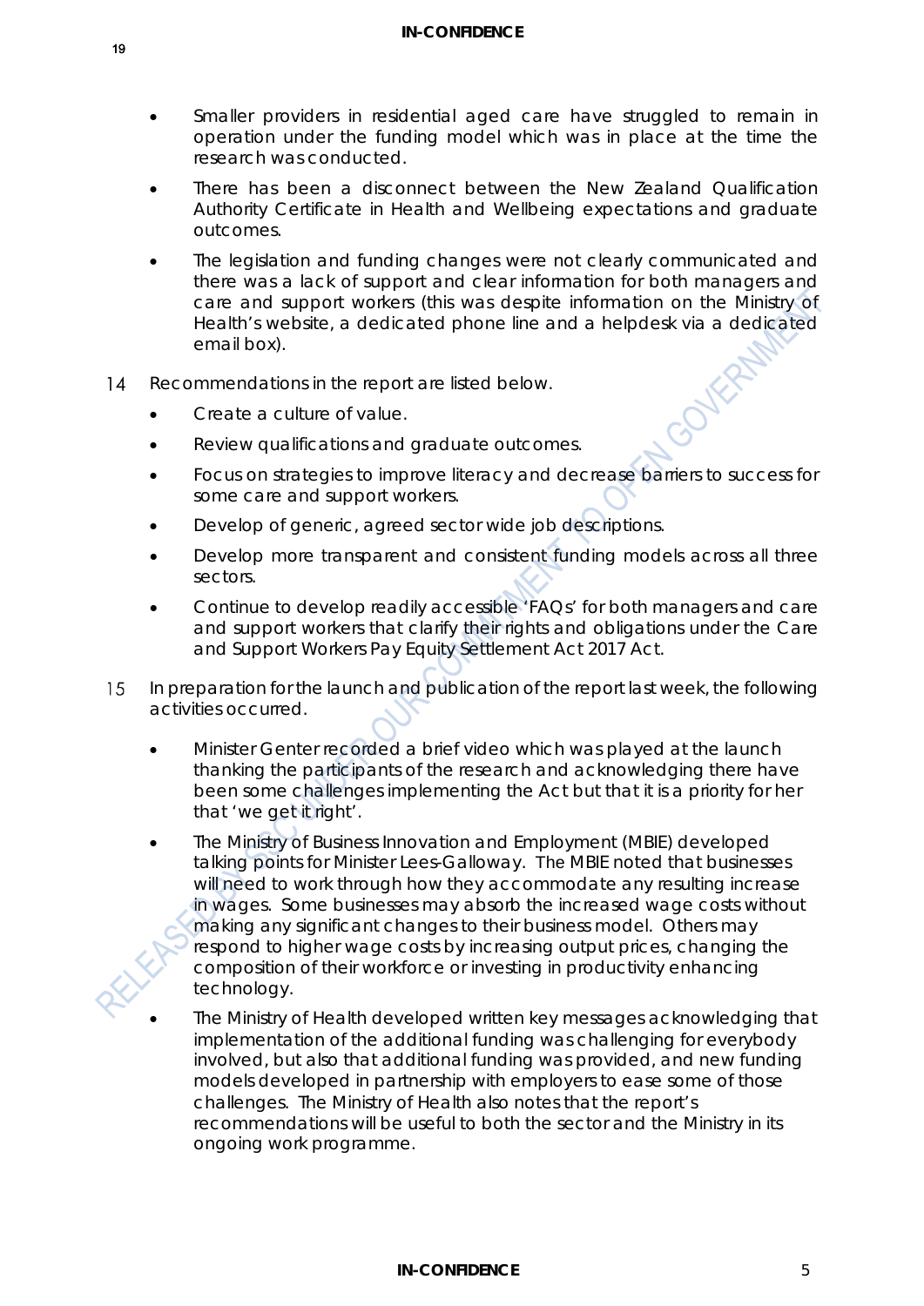- Smaller providers in residential aged care have struggled to remain in operation under the funding model which was in place at the time the research was conducted.
- There has been a disconnect between the New Zealand Qualification Authority Certificate in Health and Wellbeing expectations and graduate outcomes.
- The legislation and funding changes were not clearly communicated and there was a lack of support and clear information for both managers and care and support workers (this was despite information on the Ministry of Health's website, a dedicated phone line and a helpdesk via a dedicated email box).

14 Recommendations in the report are listed below.

- Create a culture of value.
- Review qualifications and graduate outcomes.
- Focus on strategies to improve literacy and decrease barriers to success for some care and support workers.
- Develop of generic, agreed sector wide job descriptions.
- Develop more transparent and consistent funding models across all three sectors.
- Continue to develop readily accessible 'FAQs' for both managers and care and support workers that clarify their rights and obligations under the Care and Support Workers Pay Equity Settlement Act 2017 Act.

15 In preparation for the launch and publication of the report last week, the following activities occurred.

- Minister Genter recorded a brief video which was played at the launch thanking the participants of the research and acknowledging there have been some challenges implementing the Act but that it is a priority for her that 'we get it right'.
- The Ministry of Business Innovation and Employment (MBIE) developed talking points for Minister Lees-Galloway. The MBIE noted that businesses will need to work through how they accommodate any resulting increase in wages. Some businesses may absorb the increased wage costs without making any significant changes to their business model. Others may respond to higher wage costs by increasing output prices, changing the composition of their workforce or investing in productivity enhancing technology.
- The Ministry of Health developed written key messages acknowledging that implementation of the additional funding was challenging for everybody involved, but also that additional funding was provided, and new funding models developed in partnership with employers to ease some of those challenges. The Ministry of Health also notes that the report's recommendations will be useful to both the sector and the Ministry in its ongoing work programme.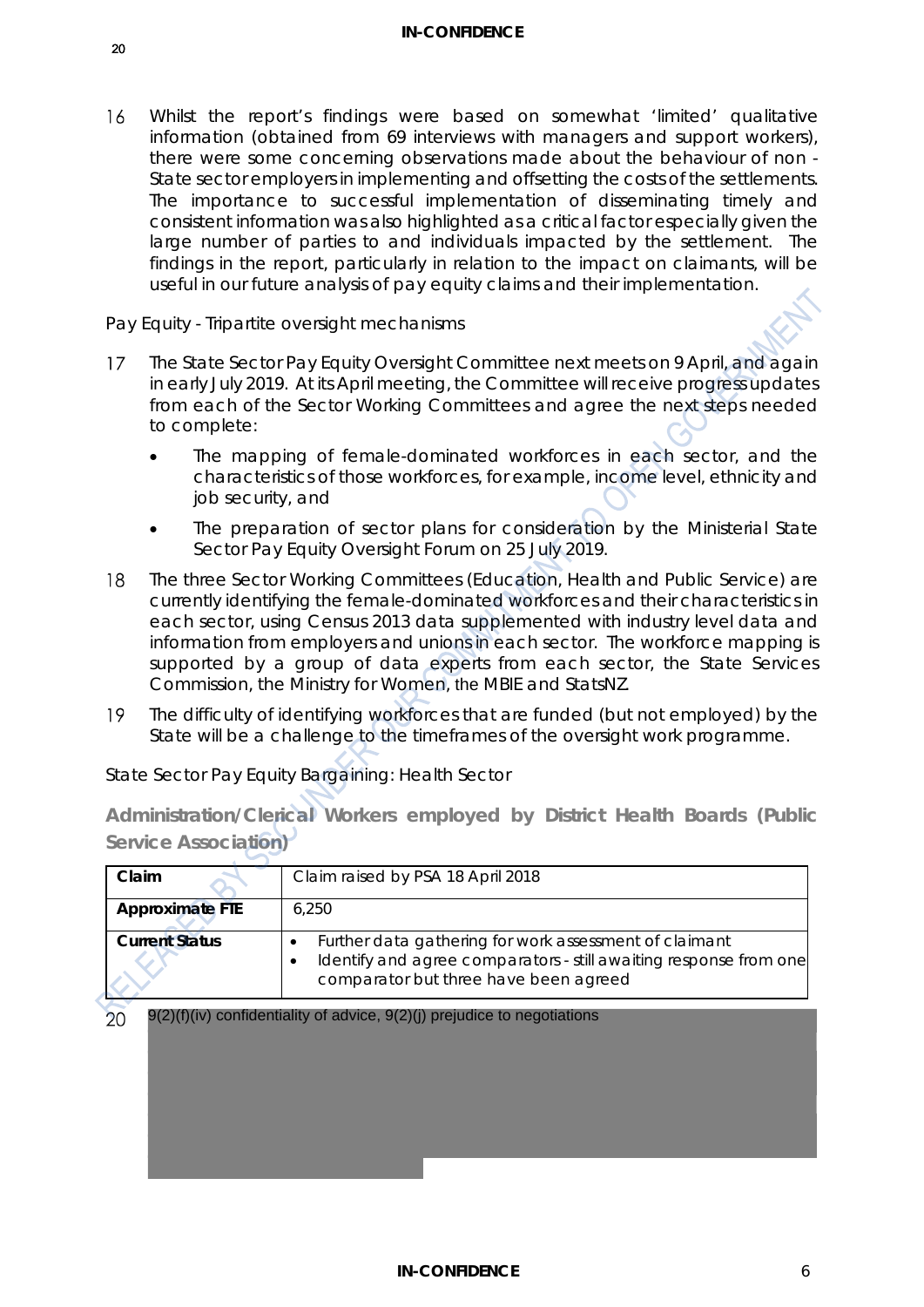16 Whilst the report's findings were based on somewhat 'limited' qualitative information (obtained from 69 interviews with managers and support workers), there were some concerning observations made about the behaviour of non - State sector employers in implementing and offsetting the costs of the settlements. The importance to successful implementation of disseminating timely and consistent information was also highlighted as a critical factor especially given the large number of parties to and individuals impacted by the settlement. The findings in the report, particularly in relation to the impact on claimants, will be useful in our future analysis of pay equity claims and their implementation.

*Pay Equity - Tripartite oversight mechanisms*

17 The State Sector Pay Equity Oversight Committee next meets on 9 April, and again in early July 2019. At its April meeting, the Committee will receive progress updates from each of the Sector Working Committees and agree the next steps needed to complete:

- The mapping of female-dominated workforces in each sector, and the characteristics of those workforces, for example, income level, ethnicity and job security, and
- The preparation of sector plans for consideration by the Ministerial State Sector Pay Equity Oversight Forum on 25 July 2019.

18 The three Sector Working Committees (Education, Health and Public Service) are currently identifying the female-dominated workforces and their characteristics in each sector, using Census 2013 data supplemented with industry level data and information from employers and unions in each sector. The workforce mapping is supported by a group of data experts from each sector, the State Services Commission, the Ministry for Women, the MBIE and StatsNZ.

19 The difficulty of identifying workforces that are funded (but not employed) by the State will be a challenge to the timeframes of the oversight work programme.

*State Sector Pay Equity Bargaining: Health Sector*

**Administration/Clerical Workers employed by District Health Boards (Public Service Association)**

| **Claim** | Claim raised by PSA 18 April 2018 |
|---|---|
| **Approximate FTE** | 6,250 |
| **Current Status** | • Further data gathering for work assessment of claimant<br>• Identify and agree comparators - still awaiting response from one comparator but three have been agreed |

20 9(2)(f)(iv) confidentiality of advice, 9(2)(j) prejudice to negotiations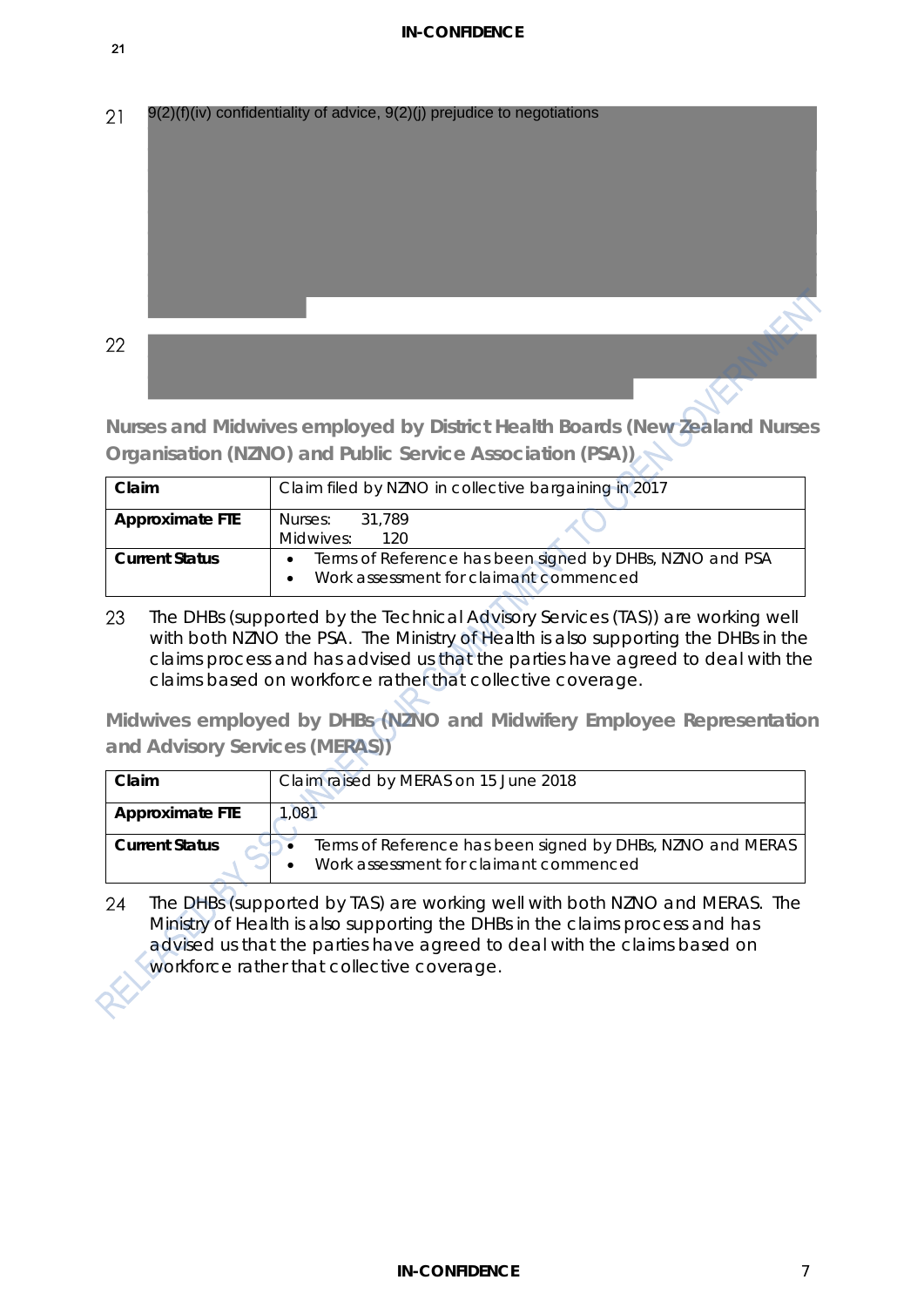21 9(2)(f)(iv) confidentiality of advice, 9(2)(j) prejudice to negotiations

22

### Nurses and Midwives employed by District Health Boards (New Zealand Nurses Organisation (NZNO) and Public Service Association (PSA))

| | |
|---|---|
| **Claim** | Claim filed by NZNO in collective bargaining in 2017 |
| **Approximate FTE** | Nurses: 31,789<br>Midwives: 120 |
| **Current Status** | • Terms of Reference has been signed by DHBs, NZNO and PSA<br>• Work assessment for claimant commenced |

23 The DHBs (supported by the Technical Advisory Services (TAS)) are working well with both NZNO the PSA. The Ministry of Health is also supporting the DHBs in the claims process and has advised us that the parties have agreed to deal with the claims based on workforce rather that collective coverage.

### Midwives employed by DHBs (NZNO and Midwifery Employee Representation and Advisory Services (MERAS))

| | |
|---|---|
| **Claim** | Claim raised by MERAS on 15 June 2018 |
| **Approximate FTE** | 1,081 |
| **Current Status** | • Terms of Reference has been signed by DHBs, NZNO and MERAS<br>• Work assessment for claimant commenced |

24 The DHBs (supported by TAS) are working well with both NZNO and MERAS. The Ministry of Health is also supporting the DHBs in the claims process and has advised us that the parties have agreed to deal with the claims based on workforce rather that collective coverage.